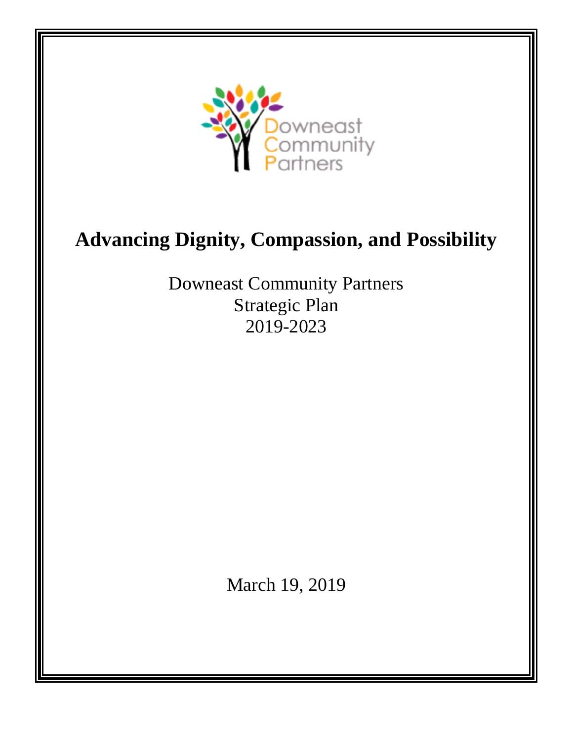Downeast Community Partners

# Advancing Dignity, Compassion, and Possibility

Downeast Community Partners
Strategic Plan
2019-2023

March 19, 2019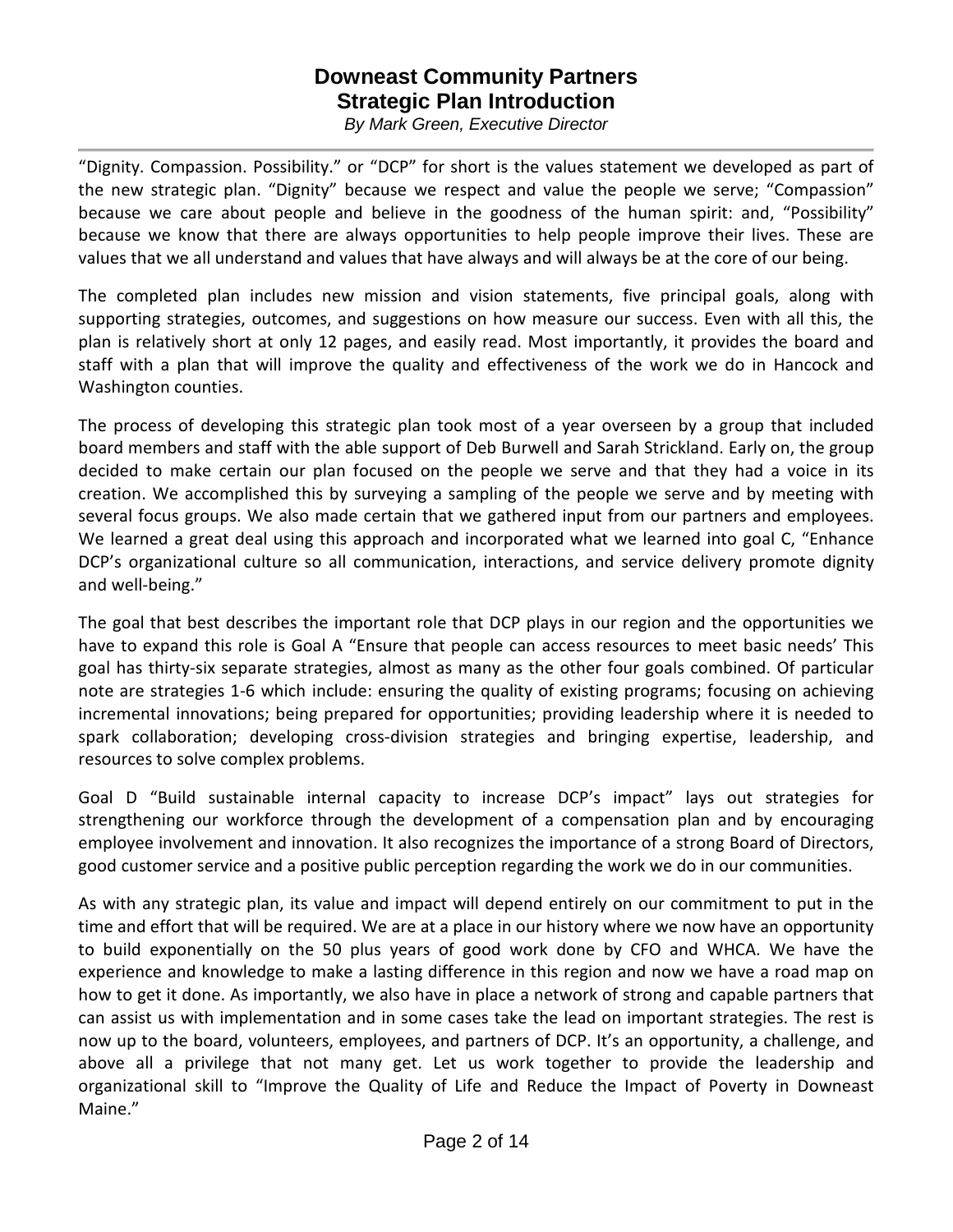# Downeast Community Partners
## Strategic Plan Introduction

*By Mark Green, Executive Director*

"Dignity. Compassion. Possibility." or "DCP" for short is the values statement we developed as part of the new strategic plan. "Dignity" because we respect and value the people we serve; "Compassion" because we care about people and believe in the goodness of the human spirit: and, "Possibility" because we know that there are always opportunities to help people improve their lives. These are values that we all understand and values that have always and will always be at the core of our being.

The completed plan includes new mission and vision statements, five principal goals, along with supporting strategies, outcomes, and suggestions on how measure our success. Even with all this, the plan is relatively short at only 12 pages, and easily read. Most importantly, it provides the board and staff with a plan that will improve the quality and effectiveness of the work we do in Hancock and Washington counties.

The process of developing this strategic plan took most of a year overseen by a group that included board members and staff with the able support of Deb Burwell and Sarah Strickland. Early on, the group decided to make certain our plan focused on the people we serve and that they had a voice in its creation. We accomplished this by surveying a sampling of the people we serve and by meeting with several focus groups. We also made certain that we gathered input from our partners and employees. We learned a great deal using this approach and incorporated what we learned into goal C, "Enhance DCP's organizational culture so all communication, interactions, and service delivery promote dignity and well-being."

The goal that best describes the important role that DCP plays in our region and the opportunities we have to expand this role is Goal A "Ensure that people can access resources to meet basic needs' This goal has thirty-six separate strategies, almost as many as the other four goals combined. Of particular note are strategies 1-6 which include: ensuring the quality of existing programs; focusing on achieving incremental innovations; being prepared for opportunities; providing leadership where it is needed to spark collaboration; developing cross-division strategies and bringing expertise, leadership, and resources to solve complex problems.

Goal D "Build sustainable internal capacity to increase DCP's impact" lays out strategies for strengthening our workforce through the development of a compensation plan and by encouraging employee involvement and innovation. It also recognizes the importance of a strong Board of Directors, good customer service and a positive public perception regarding the work we do in our communities.

As with any strategic plan, its value and impact will depend entirely on our commitment to put in the time and effort that will be required. We are at a place in our history where we now have an opportunity to build exponentially on the 50 plus years of good work done by CFO and WHCA. We have the experience and knowledge to make a lasting difference in this region and now we have a road map on how to get it done. As importantly, we also have in place a network of strong and capable partners that can assist us with implementation and in some cases take the lead on important strategies. The rest is now up to the board, volunteers, employees, and partners of DCP. It's an opportunity, a challenge, and above all a privilege that not many get. Let us work together to provide the leadership and organizational skill to "Improve the Quality of Life and Reduce the Impact of Poverty in Downeast Maine."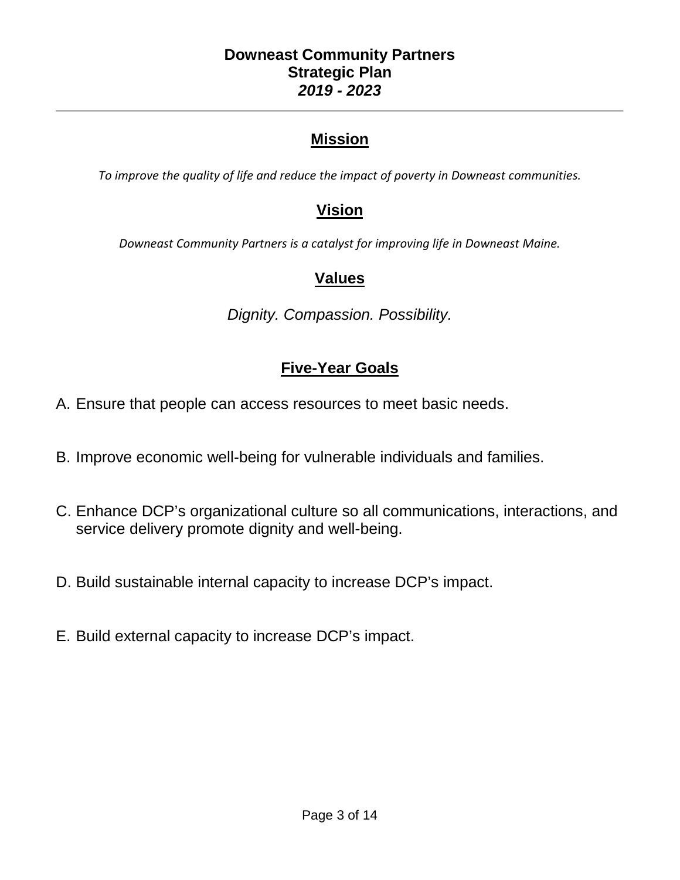# Downeast Community Partners
## Strategic Plan
### *2019 - 2023*

---

## Mission

*To improve the quality of life and reduce the impact of poverty in Downeast communities.*

## Vision

*Downeast Community Partners is a catalyst for improving life in Downeast Maine.*

## Values

*Dignity. Compassion. Possibility.*

## Five-Year Goals

A. Ensure that people can access resources to meet basic needs.

B. Improve economic well-being for vulnerable individuals and families.

C. Enhance DCP's organizational culture so all communications, interactions, and service delivery promote dignity and well-being.

D. Build sustainable internal capacity to increase DCP's impact.

E. Build external capacity to increase DCP's impact.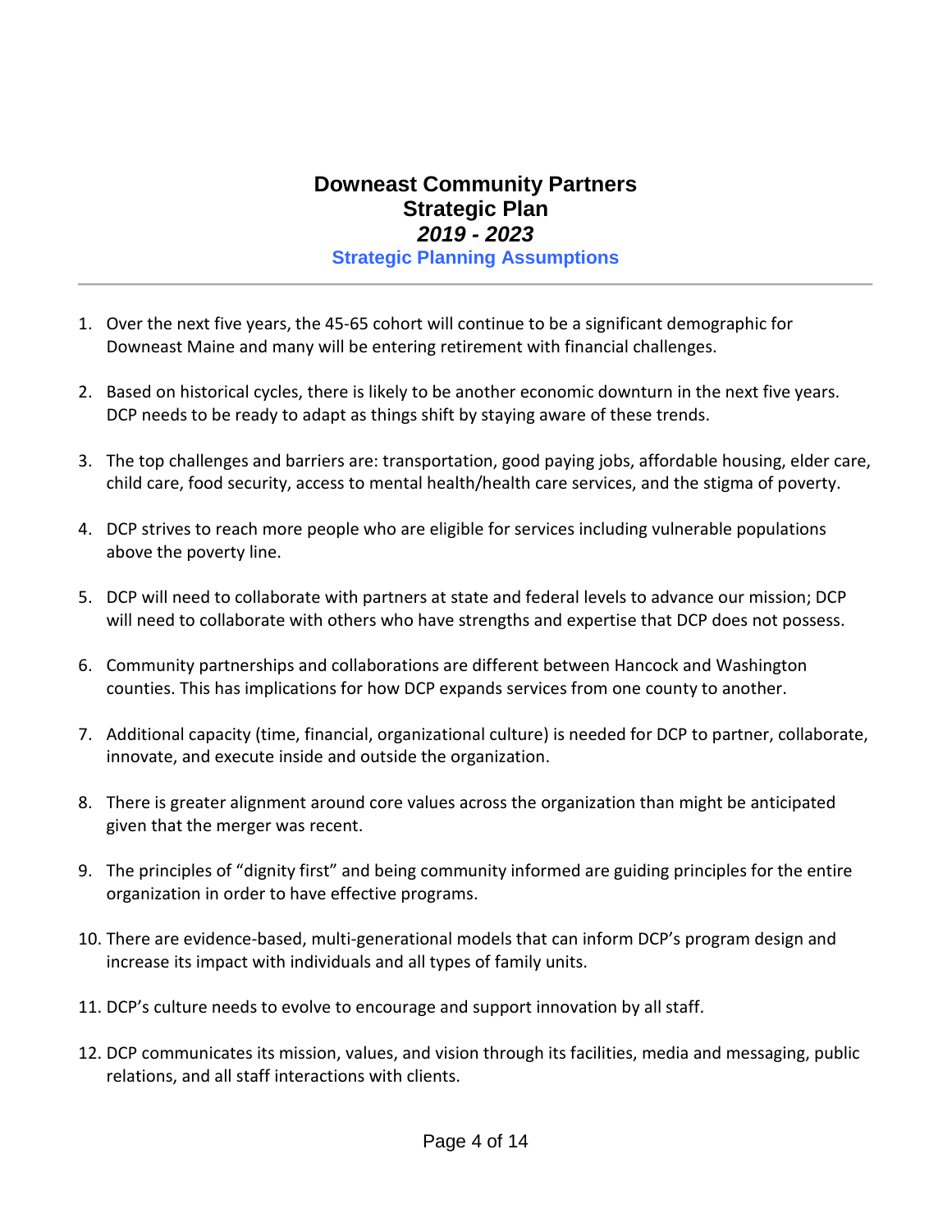# Downeast Community Partners
# Strategic Plan
## *2019 - 2023*
### Strategic Planning Assumptions

---

1. Over the next five years, the 45-65 cohort will continue to be a significant demographic for Downeast Maine and many will be entering retirement with financial challenges.

2. Based on historical cycles, there is likely to be another economic downturn in the next five years. DCP needs to be ready to adapt as things shift by staying aware of these trends.

3. The top challenges and barriers are: transportation, good paying jobs, affordable housing, elder care, child care, food security, access to mental health/health care services, and the stigma of poverty.

4. DCP strives to reach more people who are eligible for services including vulnerable populations above the poverty line.

5. DCP will need to collaborate with partners at state and federal levels to advance our mission; DCP will need to collaborate with others who have strengths and expertise that DCP does not possess.

6. Community partnerships and collaborations are different between Hancock and Washington counties. This has implications for how DCP expands services from one county to another.

7. Additional capacity (time, financial, organizational culture) is needed for DCP to partner, collaborate, innovate, and execute inside and outside the organization.

8. There is greater alignment around core values across the organization than might be anticipated given that the merger was recent.

9. The principles of “dignity first” and being community informed are guiding principles for the entire organization in order to have effective programs.

10. There are evidence-based, multi-generational models that can inform DCP’s program design and increase its impact with individuals and all types of family units.

11. DCP’s culture needs to evolve to encourage and support innovation by all staff.

12. DCP communicates its mission, values, and vision through its facilities, media and messaging, public relations, and all staff interactions with clients.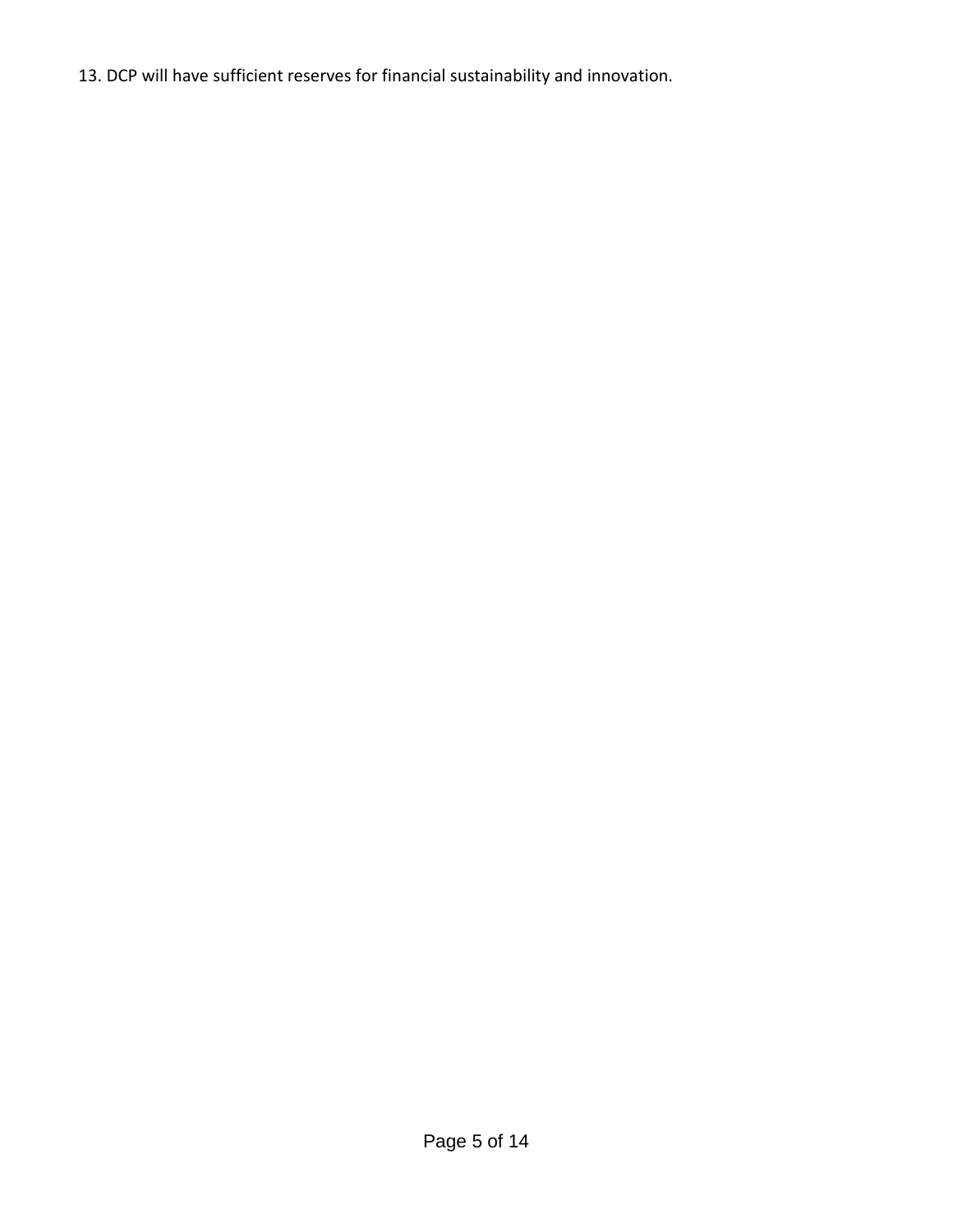13. DCP will have sufficient reserves for financial sustainability and innovation.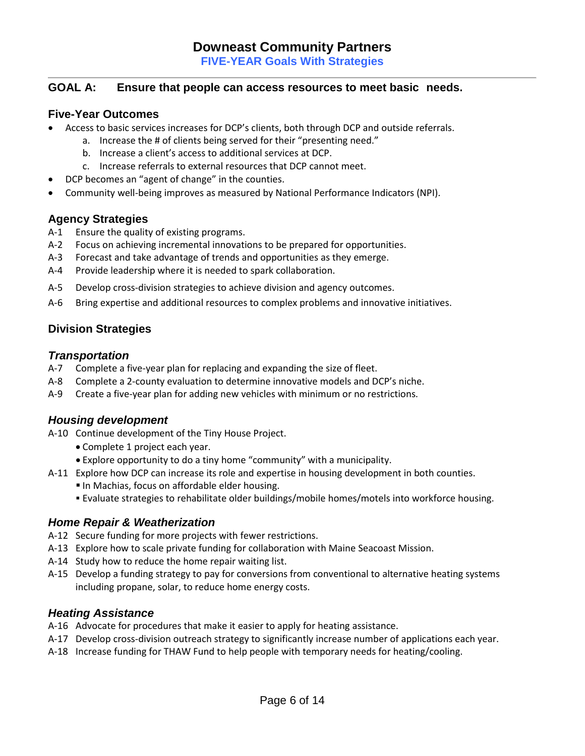# Downeast Community Partners

**FIVE-YEAR Goals With Strategies**

## GOAL A: Ensure that people can access resources to meet basic needs.

### Five-Year Outcomes

- Access to basic services increases for DCP's clients, both through DCP and outside referrals.
    a. Increase the # of clients being served for their "presenting need."
    b. Increase a client's access to additional services at DCP.
    c. Increase referrals to external resources that DCP cannot meet.
- DCP becomes an "agent of change" in the counties.
- Community well-being improves as measured by National Performance Indicators (NPI).

### Agency Strategies

A-1 Ensure the quality of existing programs.
A-2 Focus on achieving incremental innovations to be prepared for opportunities.
A-3 Forecast and take advantage of trends and opportunities as they emerge.
A-4 Provide leadership where it is needed to spark collaboration.
A-5 Develop cross-division strategies to achieve division and agency outcomes.
A-6 Bring expertise and additional resources to complex problems and innovative initiatives.

### Division Strategies

#### *Transportation*

A-7 Complete a five-year plan for replacing and expanding the size of fleet.
A-8 Complete a 2-county evaluation to determine innovative models and DCP's niche.
A-9 Create a five-year plan for adding new vehicles with minimum or no restrictions.

#### *Housing development*

A-10 Continue development of the Tiny House Project.
- Complete 1 project each year.
- Explore opportunity to do a tiny home "community" with a municipality.

A-11 Explore how DCP can increase its role and expertise in housing development in both counties.
- In Machias, focus on affordable elder housing.
- Evaluate strategies to rehabilitate older buildings/mobile homes/motels into workforce housing.

#### *Home Repair & Weatherization*

A-12 Secure funding for more projects with fewer restrictions.
A-13 Explore how to scale private funding for collaboration with Maine Seacoast Mission.
A-14 Study how to reduce the home repair waiting list.
A-15 Develop a funding strategy to pay for conversions from conventional to alternative heating systems including propane, solar, to reduce home energy costs.

#### *Heating Assistance*

A-16 Advocate for procedures that make it easier to apply for heating assistance.
A-17 Develop cross-division outreach strategy to significantly increase number of applications each year.
A-18 Increase funding for THAW Fund to help people with temporary needs for heating/cooling.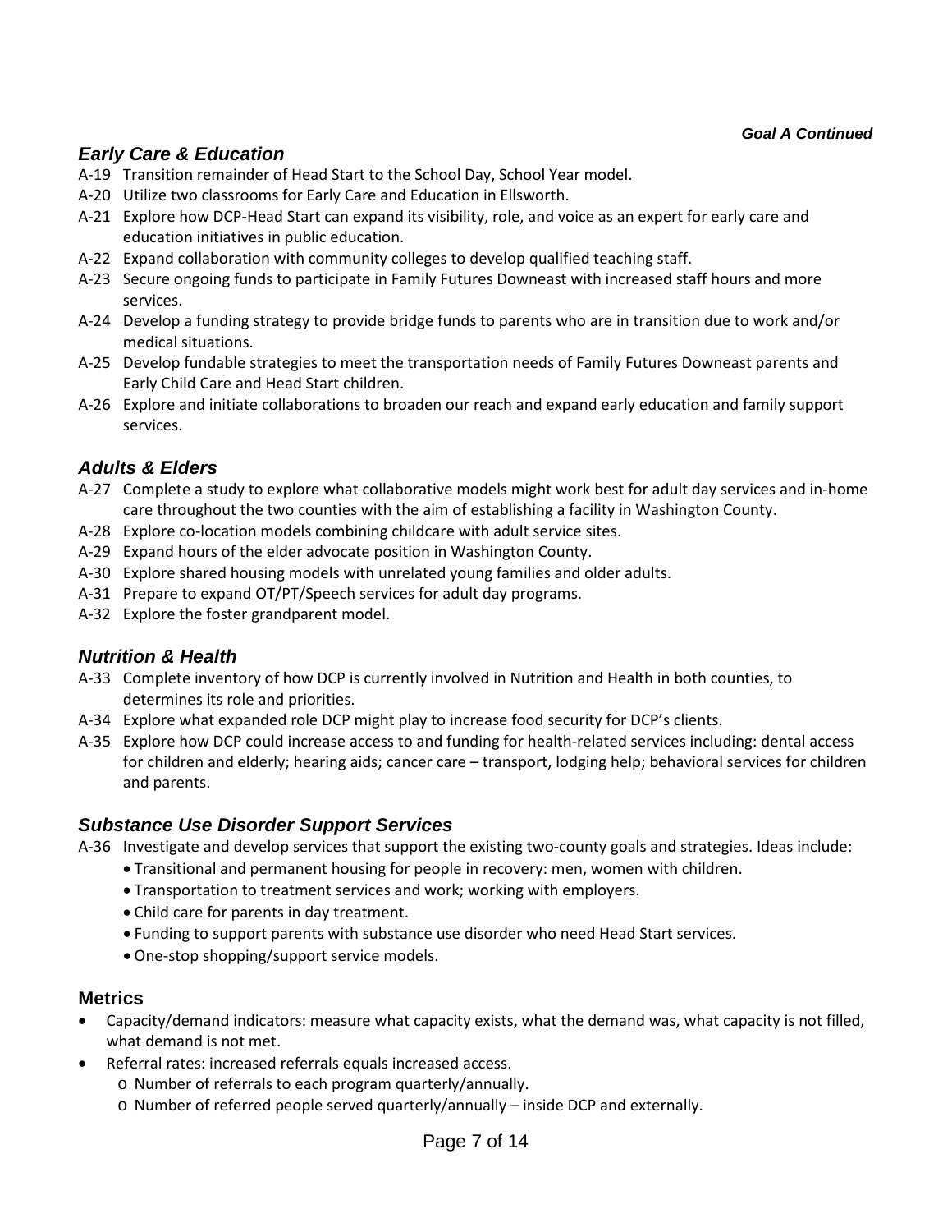*Goal A Continued*

### *Early Care & Education*

- A-19 Transition remainder of Head Start to the School Day, School Year model.
- A-20 Utilize two classrooms for Early Care and Education in Ellsworth.
- A-21 Explore how DCP-Head Start can expand its visibility, role, and voice as an expert for early care and education initiatives in public education.
- A-22 Expand collaboration with community colleges to develop qualified teaching staff.
- A-23 Secure ongoing funds to participate in Family Futures Downeast with increased staff hours and more services.
- A-24 Develop a funding strategy to provide bridge funds to parents who are in transition due to work and/or medical situations.
- A-25 Develop fundable strategies to meet the transportation needs of Family Futures Downeast parents and Early Child Care and Head Start children.
- A-26 Explore and initiate collaborations to broaden our reach and expand early education and family support services.

### *Adults & Elders*

- A-27 Complete a study to explore what collaborative models might work best for adult day services and in-home care throughout the two counties with the aim of establishing a facility in Washington County.
- A-28 Explore co-location models combining childcare with adult service sites.
- A-29 Expand hours of the elder advocate position in Washington County.
- A-30 Explore shared housing models with unrelated young families and older adults.
- A-31 Prepare to expand OT/PT/Speech services for adult day programs.
- A-32 Explore the foster grandparent model.

### *Nutrition & Health*

- A-33 Complete inventory of how DCP is currently involved in Nutrition and Health in both counties, to determines its role and priorities.
- A-34 Explore what expanded role DCP might play to increase food security for DCP's clients.
- A-35 Explore how DCP could increase access to and funding for health-related services including: dental access for children and elderly; hearing aids; cancer care – transport, lodging help; behavioral services for children and parents.

### *Substance Use Disorder Support Services*

- A-36 Investigate and develop services that support the existing two-county goals and strategies. Ideas include:
  - Transitional and permanent housing for people in recovery: men, women with children.
  - Transportation to treatment services and work; working with employers.
  - Child care for parents in day treatment.
  - Funding to support parents with substance use disorder who need Head Start services.
  - One-stop shopping/support service models.

### Metrics

- Capacity/demand indicators: measure what capacity exists, what the demand was, what capacity is not filled, what demand is not met.
- Referral rates: increased referrals equals increased access.
  - Number of referrals to each program quarterly/annually.
  - Number of referred people served quarterly/annually – inside DCP and externally.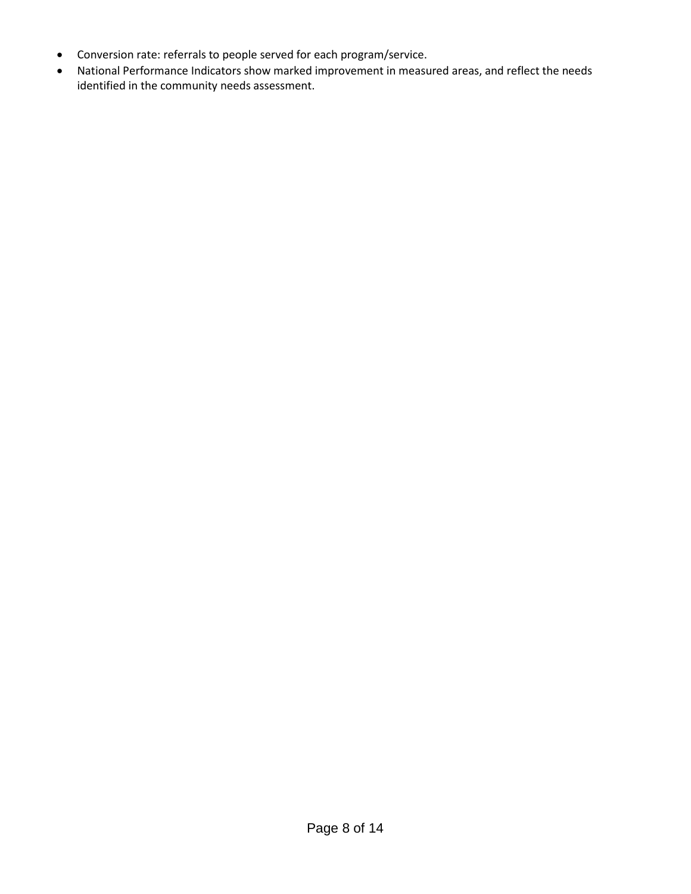- Conversion rate: referrals to people served for each program/service.
- National Performance Indicators show marked improvement in measured areas, and reflect the needs identified in the community needs assessment.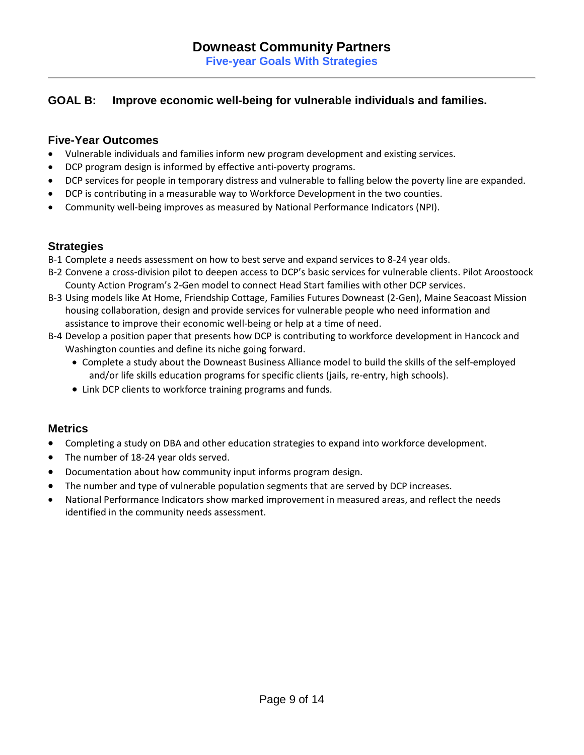# Downeast Community Partners

**Five-year Goals With Strategies**

## GOAL B: Improve economic well-being for vulnerable individuals and families.

### Five-Year Outcomes

- Vulnerable individuals and families inform new program development and existing services.
- DCP program design is informed by effective anti-poverty programs.
- DCP services for people in temporary distress and vulnerable to falling below the poverty line are expanded.
- DCP is contributing in a measurable way to Workforce Development in the two counties.
- Community well-being improves as measured by National Performance Indicators (NPI).

### Strategies

B-1 Complete a needs assessment on how to best serve and expand services to 8-24 year olds.

B-2 Convene a cross-division pilot to deepen access to DCP's basic services for vulnerable clients. Pilot Aroostook County Action Program's 2-Gen model to connect Head Start families with other DCP services.

B-3 Using models like At Home, Friendship Cottage, Families Futures Downeast (2-Gen), Maine Seacoast Mission housing collaboration, design and provide services for vulnerable people who need information and assistance to improve their economic well-being or help at a time of need.

B-4 Develop a position paper that presents how DCP is contributing to workforce development in Hancock and Washington counties and define its niche going forward.

- Complete a study about the Downeast Business Alliance model to build the skills of the self-employed and/or life skills education programs for specific clients (jails, re-entry, high schools).
- Link DCP clients to workforce training programs and funds.

### Metrics

- Completing a study on DBA and other education strategies to expand into workforce development.
- The number of 18-24 year olds served.
- Documentation about how community input informs program design.
- The number and type of vulnerable population segments that are served by DCP increases.
- National Performance Indicators show marked improvement in measured areas, and reflect the needs identified in the community needs assessment.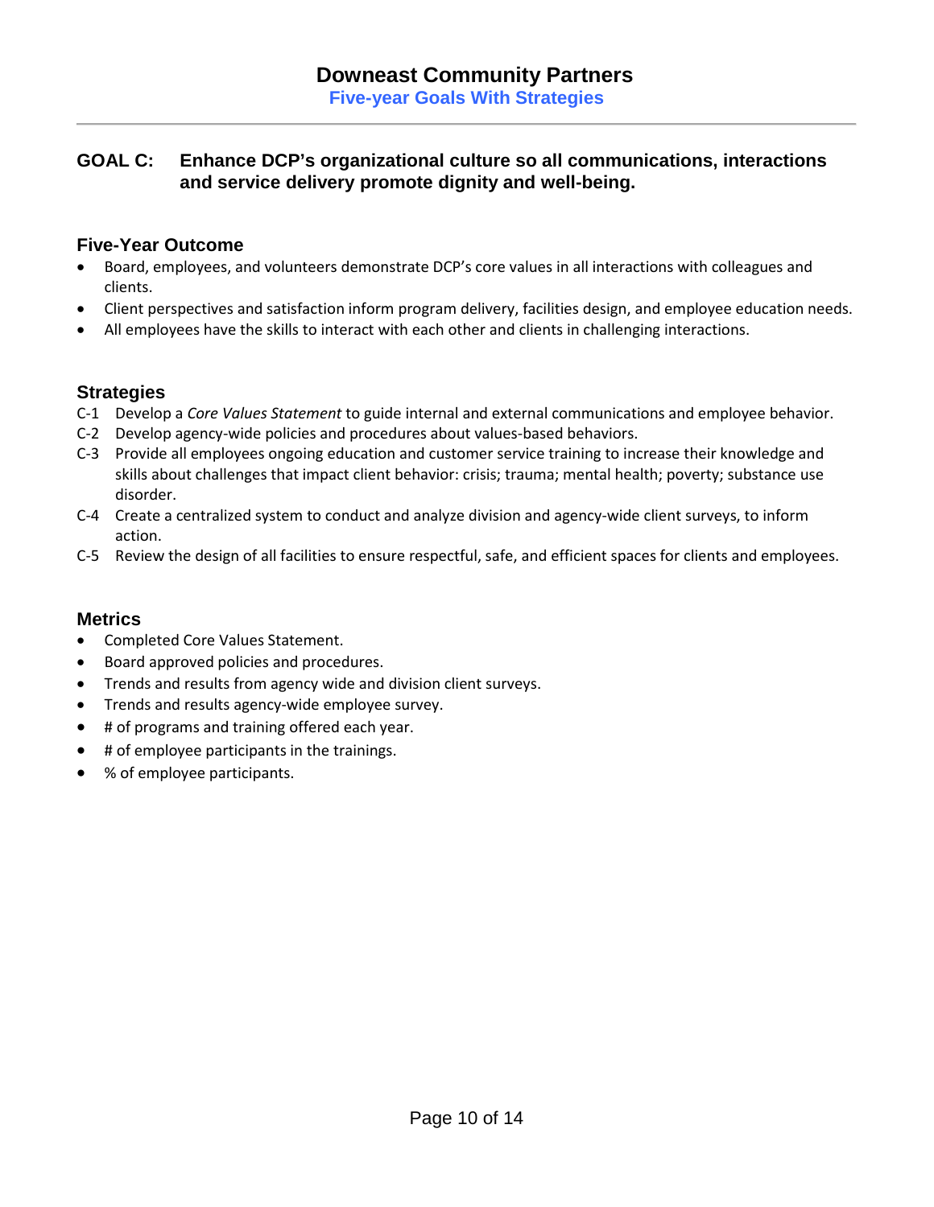# Downeast Community Partners

## Five-year Goals With Strategies

## GOAL C: Enhance DCP's organizational culture so all communications, interactions and service delivery promote dignity and well-being.

### Five-Year Outcome

- Board, employees, and volunteers demonstrate DCP's core values in all interactions with colleagues and clients.
- Client perspectives and satisfaction inform program delivery, facilities design, and employee education needs.
- All employees have the skills to interact with each other and clients in challenging interactions.

### Strategies

C-1 Develop a *Core Values Statement* to guide internal and external communications and employee behavior.

C-2 Develop agency-wide policies and procedures about values-based behaviors.

C-3 Provide all employees ongoing education and customer service training to increase their knowledge and skills about challenges that impact client behavior: crisis; trauma; mental health; poverty; substance use disorder.

C-4 Create a centralized system to conduct and analyze division and agency-wide client surveys, to inform action.

C-5 Review the design of all facilities to ensure respectful, safe, and efficient spaces for clients and employees.

### Metrics

- Completed Core Values Statement.
- Board approved policies and procedures.
- Trends and results from agency wide and division client surveys.
- Trends and results agency-wide employee survey.
- # of programs and training offered each year.
- # of employee participants in the trainings.
- % of employee participants.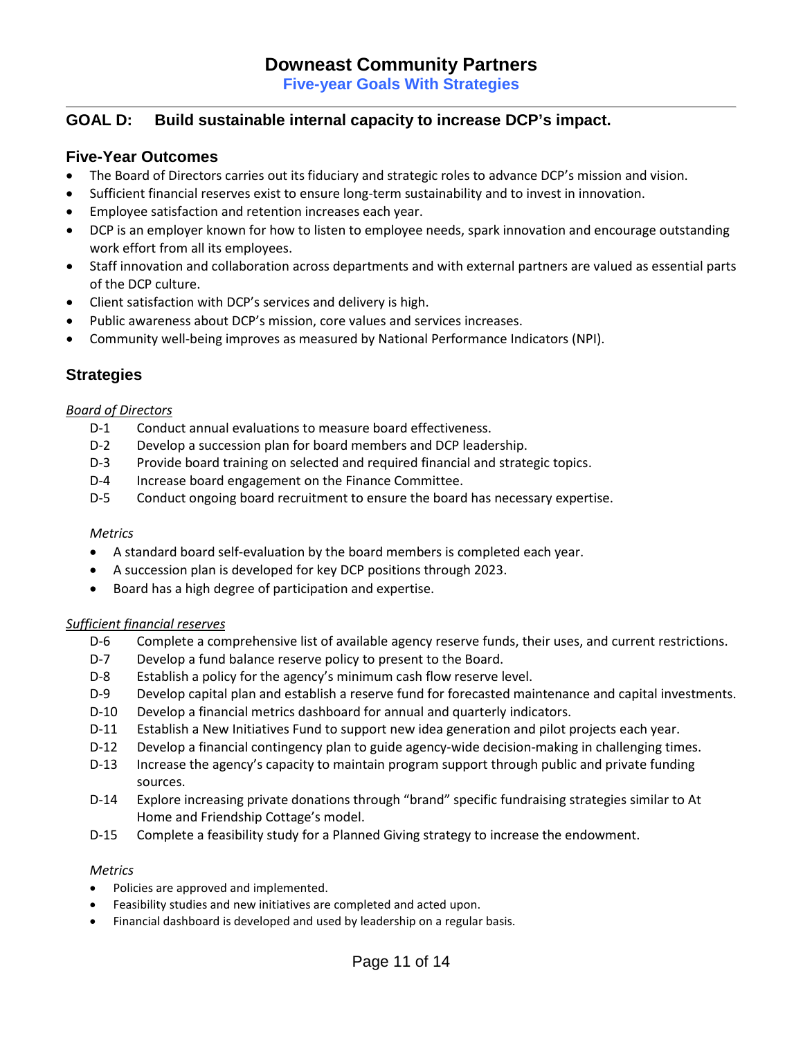# Downeast Community Partners

## Five-year Goals With Strategies

## GOAL D: Build sustainable internal capacity to increase DCP's impact.

### Five-Year Outcomes

- The Board of Directors carries out its fiduciary and strategic roles to advance DCP's mission and vision.
- Sufficient financial reserves exist to ensure long-term sustainability and to invest in innovation.
- Employee satisfaction and retention increases each year.
- DCP is an employer known for how to listen to employee needs, spark innovation and encourage outstanding work effort from all its employees.
- Staff innovation and collaboration across departments and with external partners are valued as essential parts of the DCP culture.
- Client satisfaction with DCP's services and delivery is high.
- Public awareness about DCP's mission, core values and services increases.
- Community well-being improves as measured by National Performance Indicators (NPI).

### Strategies

*Board of Directors*

D-1 Conduct annual evaluations to measure board effectiveness.
D-2 Develop a succession plan for board members and DCP leadership.
D-3 Provide board training on selected and required financial and strategic topics.
D-4 Increase board engagement on the Finance Committee.
D-5 Conduct ongoing board recruitment to ensure the board has necessary expertise.

*Metrics*

- A standard board self-evaluation by the board members is completed each year.
- A succession plan is developed for key DCP positions through 2023.
- Board has a high degree of participation and expertise.

*Sufficient financial reserves*

D-6 Complete a comprehensive list of available agency reserve funds, their uses, and current restrictions.
D-7 Develop a fund balance reserve policy to present to the Board.
D-8 Establish a policy for the agency's minimum cash flow reserve level.
D-9 Develop capital plan and establish a reserve fund for forecasted maintenance and capital investments.
D-10 Develop a financial metrics dashboard for annual and quarterly indicators.
D-11 Establish a New Initiatives Fund to support new idea generation and pilot projects each year.
D-12 Develop a financial contingency plan to guide agency-wide decision-making in challenging times.
D-13 Increase the agency's capacity to maintain program support through public and private funding sources.
D-14 Explore increasing private donations through "brand" specific fundraising strategies similar to At Home and Friendship Cottage's model.
D-15 Complete a feasibility study for a Planned Giving strategy to increase the endowment.

*Metrics*

- Policies are approved and implemented.
- Feasibility studies and new initiatives are completed and acted upon.
- Financial dashboard is developed and used by leadership on a regular basis.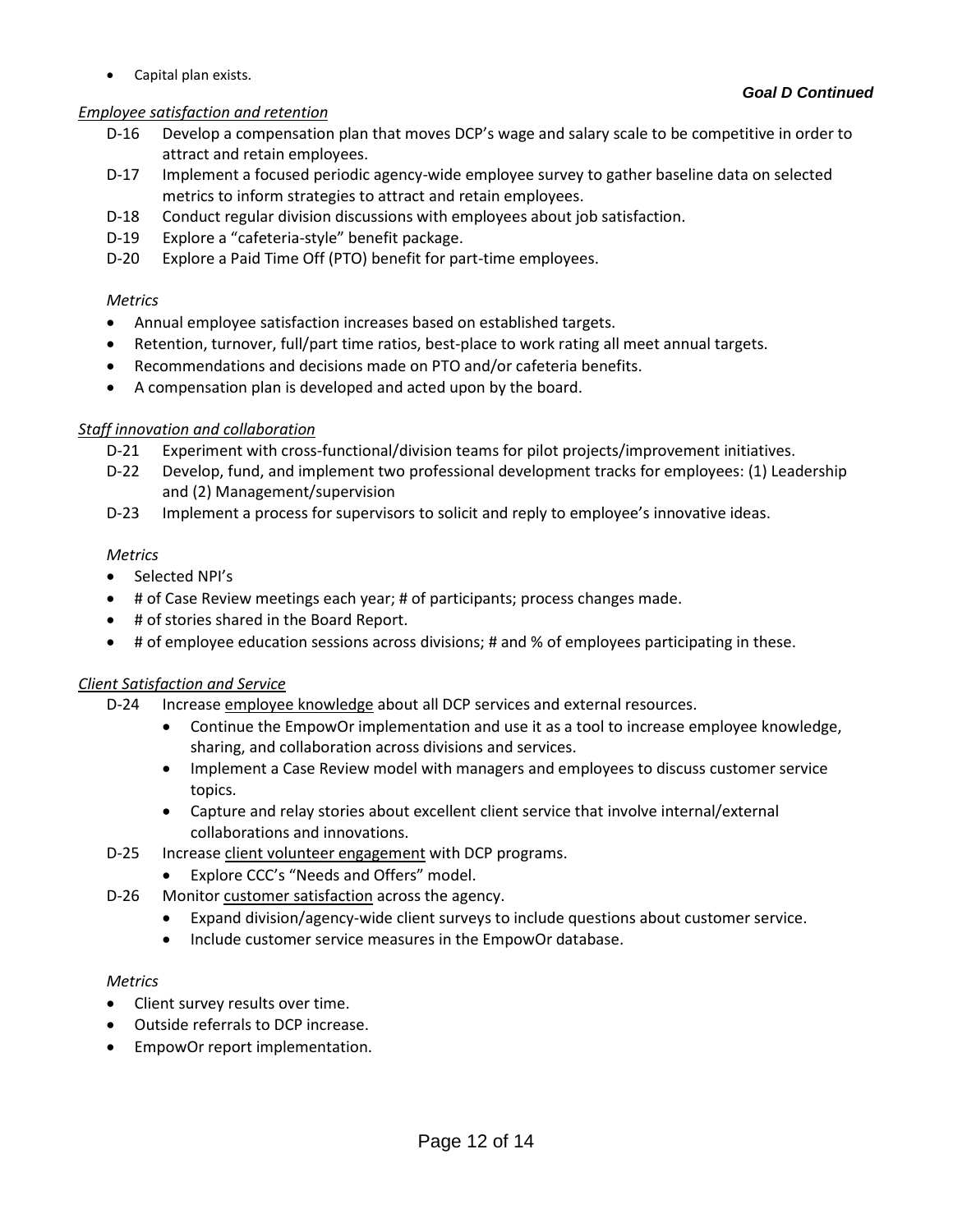- Capital plan exists.

***Goal D Continued***

*Employee satisfaction and retention*

- D-16 Develop a compensation plan that moves DCP's wage and salary scale to be competitive in order to attract and retain employees.
- D-17 Implement a focused periodic agency-wide employee survey to gather baseline data on selected metrics to inform strategies to attract and retain employees.
- D-18 Conduct regular division discussions with employees about job satisfaction.
- D-19 Explore a "cafeteria-style" benefit package.
- D-20 Explore a Paid Time Off (PTO) benefit for part-time employees.

*Metrics*

- Annual employee satisfaction increases based on established targets.
- Retention, turnover, full/part time ratios, best-place to work rating all meet annual targets.
- Recommendations and decisions made on PTO and/or cafeteria benefits.
- A compensation plan is developed and acted upon by the board.

*Staff innovation and collaboration*

- D-21 Experiment with cross-functional/division teams for pilot projects/improvement initiatives.
- D-22 Develop, fund, and implement two professional development tracks for employees: (1) Leadership and (2) Management/supervision
- D-23 Implement a process for supervisors to solicit and reply to employee's innovative ideas.

*Metrics*

- Selected NPI's
- # of Case Review meetings each year; # of participants; process changes made.
- # of stories shared in the Board Report.
- # of employee education sessions across divisions; # and % of employees participating in these.

*Client Satisfaction and Service*

- D-24 Increase employee knowledge about all DCP services and external resources.
  - Continue the EmpowOr implementation and use it as a tool to increase employee knowledge, sharing, and collaboration across divisions and services.
  - Implement a Case Review model with managers and employees to discuss customer service topics.
  - Capture and relay stories about excellent client service that involve internal/external collaborations and innovations.
- D-25 Increase client volunteer engagement with DCP programs.
  - Explore CCC's "Needs and Offers" model.
- D-26 Monitor customer satisfaction across the agency.
  - Expand division/agency-wide client surveys to include questions about customer service.
  - Include customer service measures in the EmpowOr database.

*Metrics*

- Client survey results over time.
- Outside referrals to DCP increase.
- EmpowOr report implementation.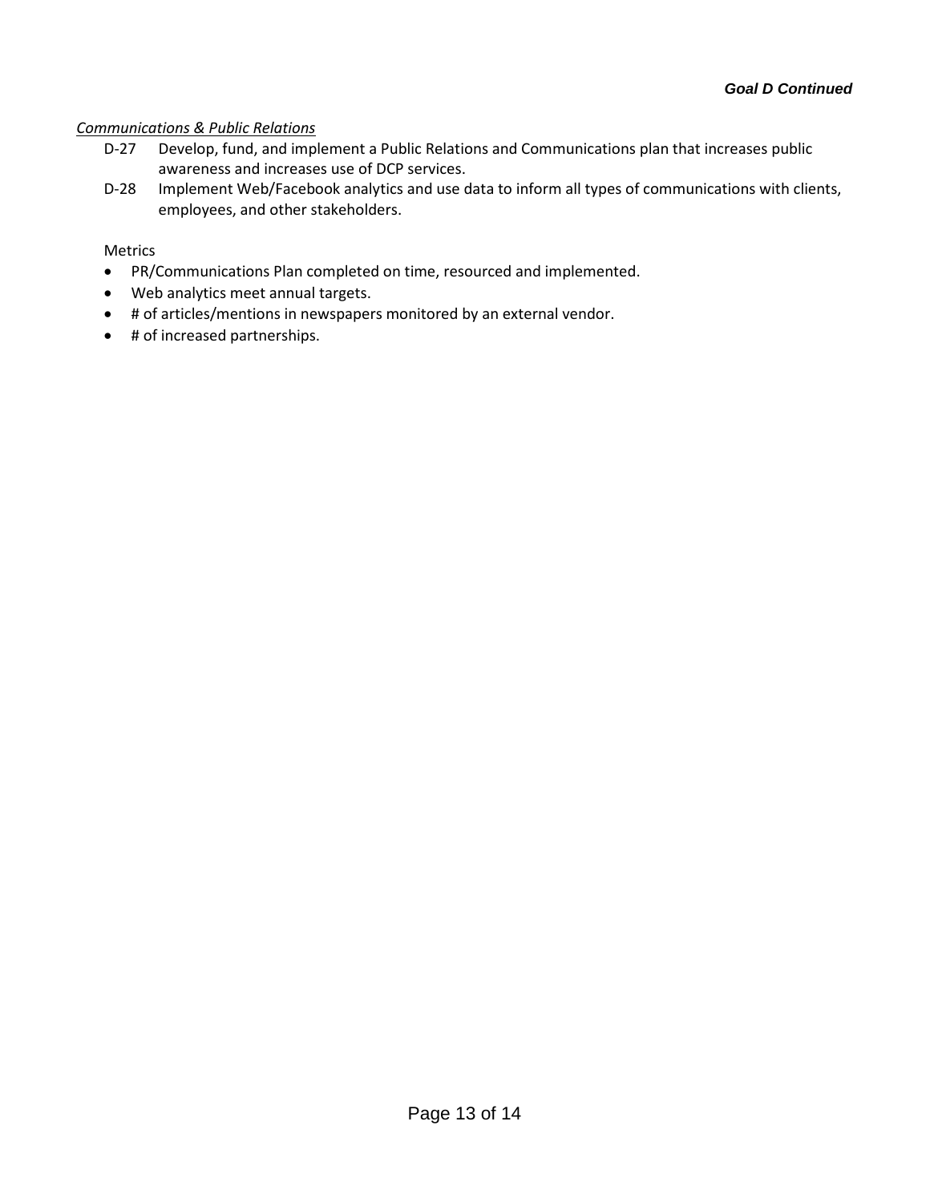***Goal D Continued***

*Communications & Public Relations*

D-27 Develop, fund, and implement a Public Relations and Communications plan that increases public awareness and increases use of DCP services.

D-28 Implement Web/Facebook analytics and use data to inform all types of communications with clients, employees, and other stakeholders.

Metrics

- PR/Communications Plan completed on time, resourced and implemented.
- Web analytics meet annual targets.
- # of articles/mentions in newspapers monitored by an external vendor.
- # of increased partnerships.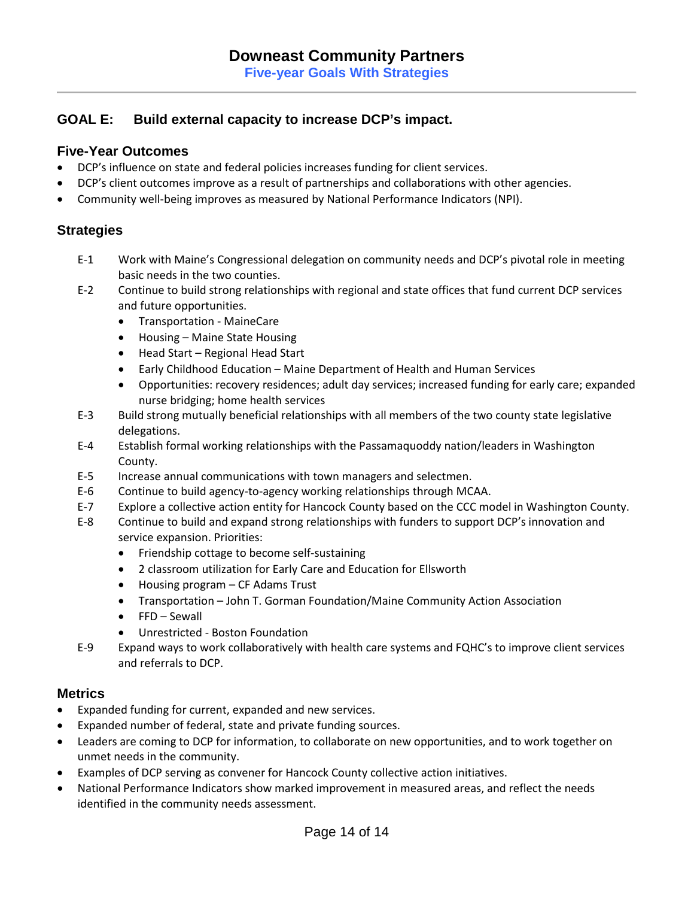# Downeast Community Partners

## Five-year Goals With Strategies

## GOAL E: Build external capacity to increase DCP's impact.

### Five-Year Outcomes

- DCP's influence on state and federal policies increases funding for client services.
- DCP's client outcomes improve as a result of partnerships and collaborations with other agencies.
- Community well-being improves as measured by National Performance Indicators (NPI).

### Strategies

E-1 Work with Maine's Congressional delegation on community needs and DCP's pivotal role in meeting basic needs in the two counties.

E-2 Continue to build strong relationships with regional and state offices that fund current DCP services and future opportunities.
- Transportation - MaineCare
- Housing – Maine State Housing
- Head Start – Regional Head Start
- Early Childhood Education – Maine Department of Health and Human Services
- Opportunities: recovery residences; adult day services; increased funding for early care; expanded nurse bridging; home health services

E-3 Build strong mutually beneficial relationships with all members of the two county state legislative delegations.

E-4 Establish formal working relationships with the Passamaquoddy nation/leaders in Washington County.

E-5 Increase annual communications with town managers and selectmen.

E-6 Continue to build agency-to-agency working relationships through MCAA.

E-7 Explore a collective action entity for Hancock County based on the CCC model in Washington County.

E-8 Continue to build and expand strong relationships with funders to support DCP's innovation and service expansion. Priorities:
- Friendship cottage to become self-sustaining
- 2 classroom utilization for Early Care and Education for Ellsworth
- Housing program – CF Adams Trust
- Transportation – John T. Gorman Foundation/Maine Community Action Association
- FFD – Sewall
- Unrestricted - Boston Foundation

E-9 Expand ways to work collaboratively with health care systems and FQHC's to improve client services and referrals to DCP.

### Metrics

- Expanded funding for current, expanded and new services.
- Expanded number of federal, state and private funding sources.
- Leaders are coming to DCP for information, to collaborate on new opportunities, and to work together on unmet needs in the community.
- Examples of DCP serving as convener for Hancock County collective action initiatives.
- National Performance Indicators show marked improvement in measured areas, and reflect the needs identified in the community needs assessment.